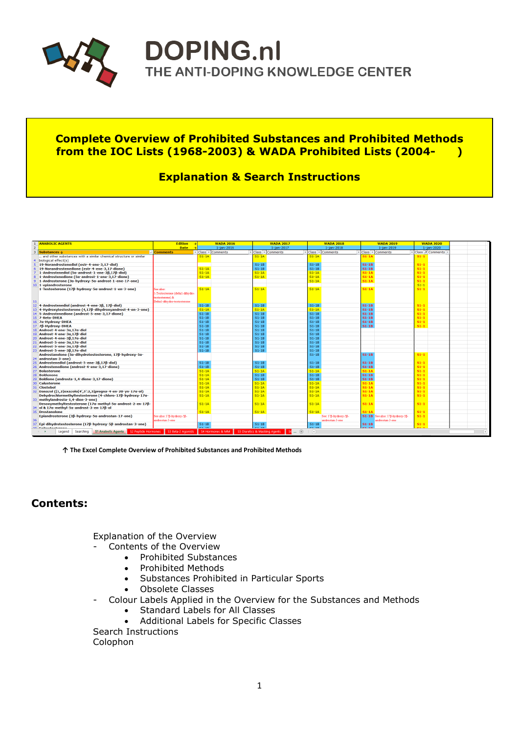# DOPING.nl

THE ANTI-DOPING KNOWLEDGE CENTER

## Complete Overview of Prohibited Substances and Prohibited Methods from the IOC Lists (1968-2003) & WADA Prohibited Lists (2004- )

## Explanation & Search Instructions

↑ **The Excel Complete Overview of Prohibited Substances and Prohibited Methods**

## Contents:

Explanation of the Overview

- Contents of the Overview
  - Prohibited Substances
  - Prohibited Methods
  - Substances Prohibited in Particular Sports
  - Obsolete Classes
- Colour Labels Applied in the Overview for the Substances and Methods
  - Standard Labels for All Classes
  - Additional Labels for Specific Classes

Search Instructions

Colophon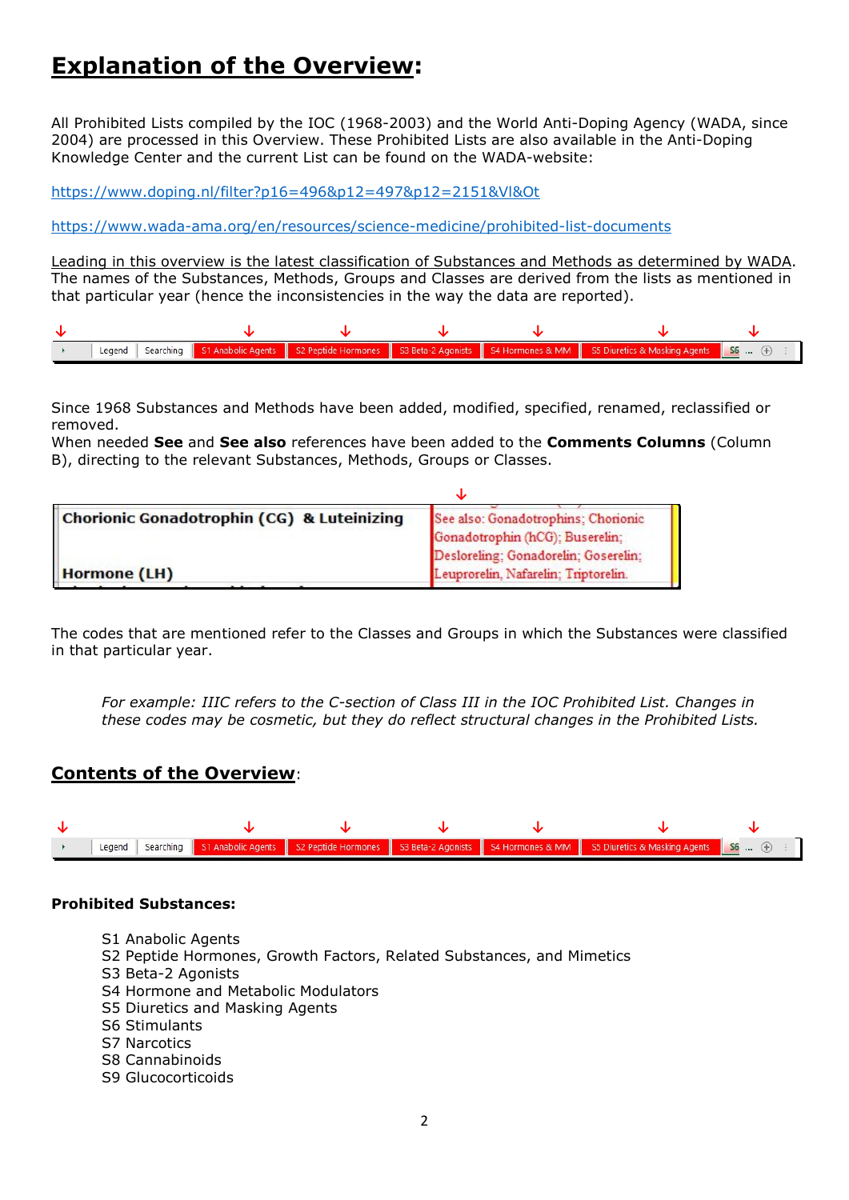# Explanation of the Overview:

All Prohibited Lists compiled by the IOC (1968-2003) and the World Anti-Doping Agency (WADA, since 2004) are processed in this Overview. These Prohibited Lists are also available in the Anti-Doping Knowledge Center and the current List can be found on the WADA-website:

https://www.doping.nl/filter?p16=496&p12=497&p12=2151&Vl&Ot

https://www.wada-ama.org/en/resources/science-medicine/prohibited-list-documents

Leading in this overview is the latest classification of Substances and Methods as determined by WADA. The names of the Substances, Methods, Groups and Classes are derived from the lists as mentioned in that particular year (hence the inconsistencies in the way the data are reported).

| Legend | Searching | S1 Anabolic Agents | S2 Peptide Hormones | S3 Beta-2 Agonists | S4 Hormones & MM | S5 Diuretics & Masking Agents | S6 ... |
|---|---|---|---|---|---|---|---|

Since 1968 Substances and Methods have been added, modified, specified, renamed, reclassified or removed.
When needed **See** and **See also** references have been added to the **Comments Columns** (Column B), directing to the relevant Substances, Methods, Groups or Classes.

| **Chorionic Gonadotrophin (CG) & Luteinizing Hormone (LH)** | See also: Gonadotrophins; Chorionic Gonadotrophin (hCG); Buserelin; Desloreling; Gonadorelin; Goserelin; Leuprorelin, Nafarelin; Triptorelin. |
|---|---|

The codes that are mentioned refer to the Classes and Groups in which the Substances were classified in that particular year.

*For example: IIIC refers to the C-section of Class III in the IOC Prohibited List. Changes in these codes may be cosmetic, but they do reflect structural changes in the Prohibited Lists.*

## Contents of the Overview:

| Legend | Searching | S1 Anabolic Agents | S2 Peptide Hormones | S3 Beta-2 Agonists | S4 Hormones & MM | S5 Diuretics & Masking Agents | S6 ... |
|---|---|---|---|---|---|---|---|

**Prohibited Substances:**

- S1 Anabolic Agents
- S2 Peptide Hormones, Growth Factors, Related Substances, and Mimetics
- S3 Beta-2 Agonists
- S4 Hormone and Metabolic Modulators
- S5 Diuretics and Masking Agents
- S6 Stimulants
- S7 Narcotics
- S8 Cannabinoids
- S9 Glucocorticoids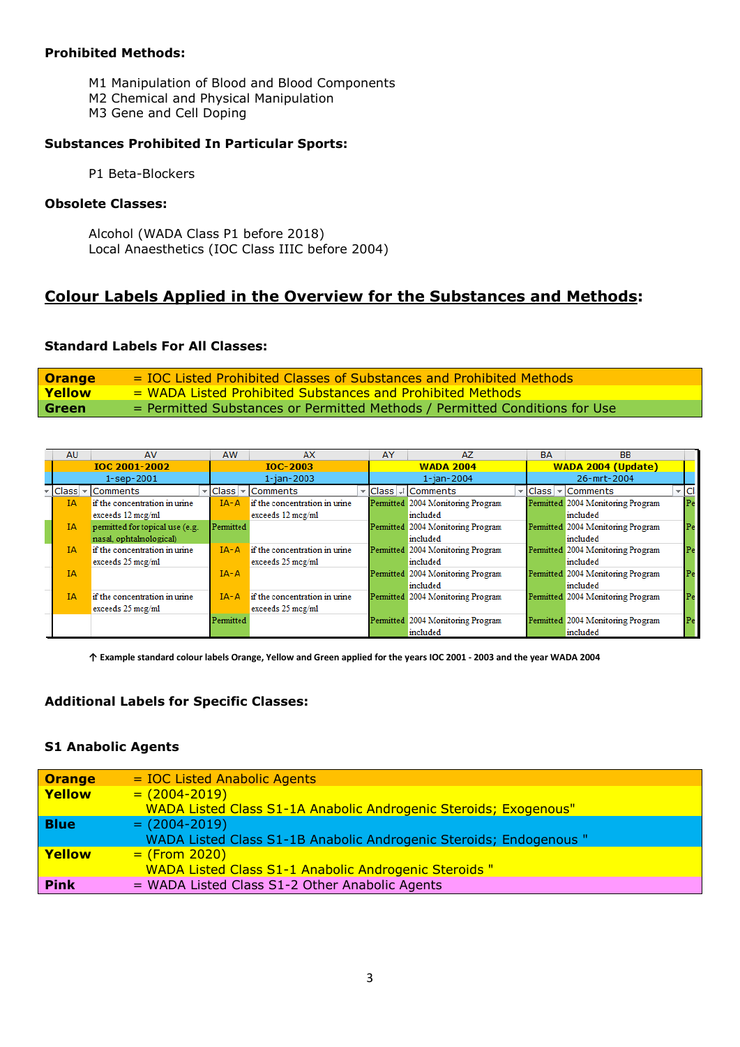**Prohibited Methods:**

M1 Manipulation of Blood and Blood Components
M2 Chemical and Physical Manipulation
M3 Gene and Cell Doping

**Substances Prohibited In Particular Sports:**

P1 Beta-Blockers

**Obsolete Classes:**

Alcohol (WADA Class P1 before 2018)
Local Anaesthetics (IOC Class IIIC before 2004)

## Colour Labels Applied in the Overview for the Substances and Methods:

### Standard Labels For All Classes:

| | |
|---|---|
| **Orange** | = IOC Listed Prohibited Classes of Substances and Prohibited Methods |
| **Yellow** | = WADA Listed Prohibited Substances and Prohibited Methods |
| **Green** | = Permitted Substances or Permitted Methods / Permitted Conditions for Use |

| AU | AV | AW | AX | AY | AZ | BA | BB | |
|---|---|---|---|---|---|---|---|---|
| **IOC 2001-2002** | | **IOC-2003** | | **WADA 2004** | | **WADA 2004 (Update)** | | |
| 1-sep-2001 | | 1-jan-2003 | | 1-jan-2004 | | 26-mrt-2004 | | |
| Class | Comments | Class | Comments | Class | Comments | Class | Comments | Cl |
| IA | if the concentration in urine exceeds 12 mcg/ml | IA-A | if the concentration in urine exceeds 12 mcg/ml | Permitted | 2004 Monitoring Program included | Permitted | 2004 Monitoring Program included | Pe |
| IA | permitted for topical use (e.g. nasal, ophtalmological) | Permitted | | Permitted | 2004 Monitoring Program included | Permitted | 2004 Monitoring Program included | Pe |
| IA | if the concentration in urine exceeds 25 mcg/ml | IA-A | if the concentration in urine exceeds 25 mcg/ml | Permitted | 2004 Monitoring Program included | Permitted | 2004 Monitoring Program included | Pe |
| IA | | IA-A | | Permitted | 2004 Monitoring Program included | Permitted | 2004 Monitoring Program included | Pe |
| IA | if the concentration in urine exceeds 25 mcg/ml | IA-A | if the concentration in urine exceeds 25 mcg/ml | Permitted | 2004 Monitoring Program | Permitted | 2004 Monitoring Program | Pe |
| | | Permitted | | Permitted | 2004 Monitoring Program included | Permitted | 2004 Monitoring Program included | Pe |

↑ Example standard colour labels Orange, Yellow and Green applied for the years IOC 2001 - 2003 and the year WADA 2004

### Additional Labels for Specific Classes:

### S1 Anabolic Agents

| | |
|---|---|
| **Orange** | = IOC Listed Anabolic Agents |
| **Yellow** | = (2004-2019) WADA Listed Class S1-1A Anabolic Androgenic Steroids; Exogenous" |
| **Blue** | = (2004-2019) WADA Listed Class S1-1B Anabolic Androgenic Steroids; Endogenous " |
| **Yellow** | = (From 2020) WADA Listed Class S1-1 Anabolic Androgenic Steroids " |
| **Pink** | = WADA Listed Class S1-2 Other Anabolic Agents |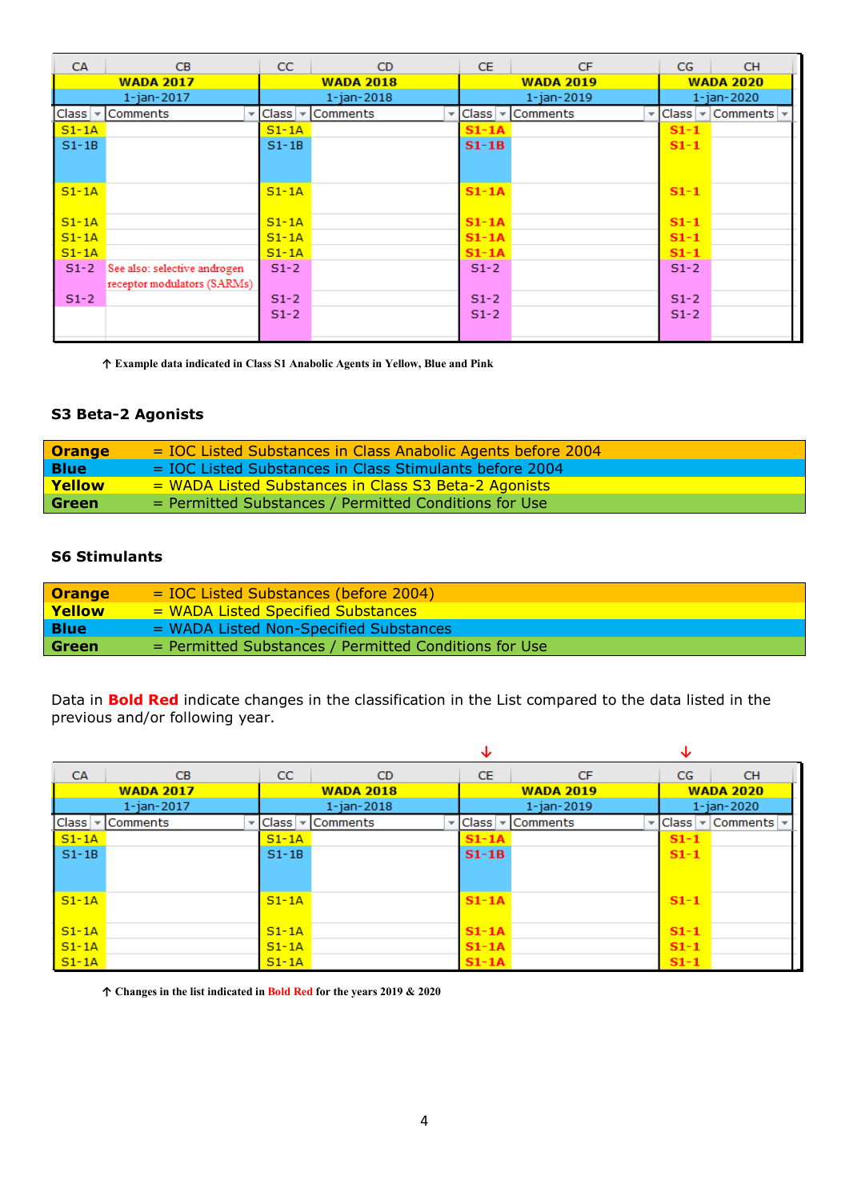| CA | CB | CC | CD | CE | CF | CG | CH |
|---|---|---|---|---|---|---|---|
| WADA 2017 | | WADA 2018 | | WADA 2019 | | WADA 2020 | |
| 1-jan-2017 | | 1-jan-2018 | | 1-jan-2019 | | 1-jan-2020 | |
| Class | Comments | Class | Comments | Class | Comments | Class | Comments |
| S1-1A | | S1-1A | | **S1-1A** | | **S1-1** | |
| S1-1B | | S1-1B | | **S1-1B** | | **S1-1** | |
| S1-1A | | S1-1A | | **S1-1A** | | **S1-1** | |
| S1-1A | | S1-1A | | **S1-1A** | | **S1-1** | |
| S1-1A | | S1-1A | | **S1-1A** | | **S1-1** | |
| S1-1A | | S1-1A | | **S1-1A** | | **S1-1** | |
| S1-2 | See also: selective androgen receptor modulators (SARMs) | S1-2 | | S1-2 | | S1-2 | |
| S1-2 | | S1-2 | | S1-2 | | S1-2 | |
| | | S1-2 | | S1-2 | | S1-2 | |

↑ Example data indicated in Class S1 Anabolic Agents in Yellow, Blue and Pink

### S3 Beta-2 Agonists

| | |
|---|---|
| **Orange** | = IOC Listed Substances in Class Anabolic Agents before 2004 |
| **Blue** | = IOC Listed Substances in Class Stimulants before 2004 |
| **Yellow** | = WADA Listed Substances in Class S3 Beta-2 Agonists |
| **Green** | = Permitted Substances / Permitted Conditions for Use |

### S6 Stimulants

| | |
|---|---|
| **Orange** | = IOC Listed Substances (before 2004) |
| **Yellow** | = WADA Listed Specified Substances |
| **Blue** | = WADA Listed Non-Specified Substances |
| **Green** | = Permitted Substances / Permitted Conditions for Use |

Data in **Bold Red** indicate changes in the classification in the List compared to the data listed in the previous and/or following year.

| CA | CB | CC | CD | CE ↓ | CF | CG ↓ | CH |
|---|---|---|---|---|---|---|---|
| WADA 2017 | | WADA 2018 | | WADA 2019 | | WADA 2020 | |
| 1-jan-2017 | | 1-jan-2018 | | 1-jan-2019 | | 1-jan-2020 | |
| Class | Comments | Class | Comments | Class | Comments | Class | Comments |
| S1-1A | | S1-1A | | **S1-1A** | | **S1-1** | |
| S1-1B | | S1-1B | | **S1-1B** | | **S1-1** | |
| S1-1A | | S1-1A | | **S1-1A** | | **S1-1** | |
| S1-1A | | S1-1A | | **S1-1A** | | **S1-1** | |
| S1-1A | | S1-1A | | **S1-1A** | | **S1-1** | |
| S1-1A | | S1-1A | | **S1-1A** | | **S1-1** | |

↑ Changes in the list indicated in **Bold Red** for the years 2019 & 2020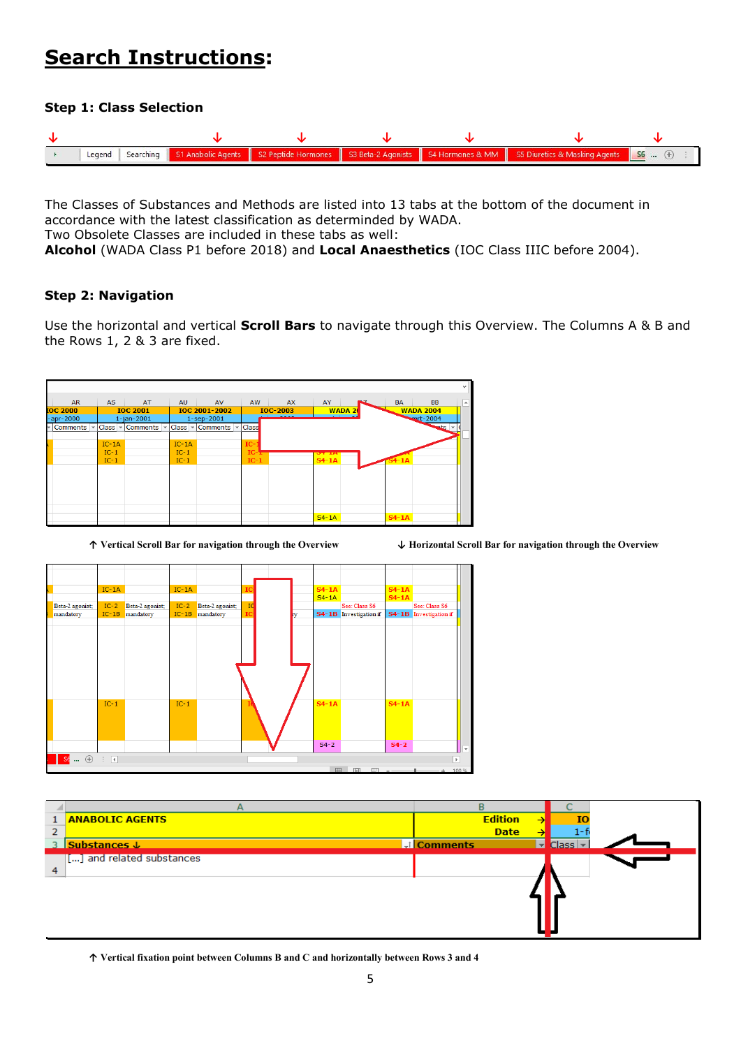# Search Instructions:

### Step 1: Class Selection

The Classes of Substances and Methods are listed into 13 tabs at the bottom of the document in accordance with the latest classification as determined by WADA.
Two Obsolete Classes are included in these tabs as well:
**Alcohol** (WADA Class P1 before 2018) and **Local Anaesthetics** (IOC Class IIIC before 2004).

### Step 2: Navigation

Use the horizontal and vertical **Scroll Bars** to navigate through this Overview. The Columns A & B and the Rows 1, 2 & 3 are fixed.

↑ Vertical Scroll Bar for navigation through the Overview

↓ Horizontal Scroll Bar for navigation through the Overview

↑ Vertical fixation point between Columns B and C and horizontally between Rows 3 and 4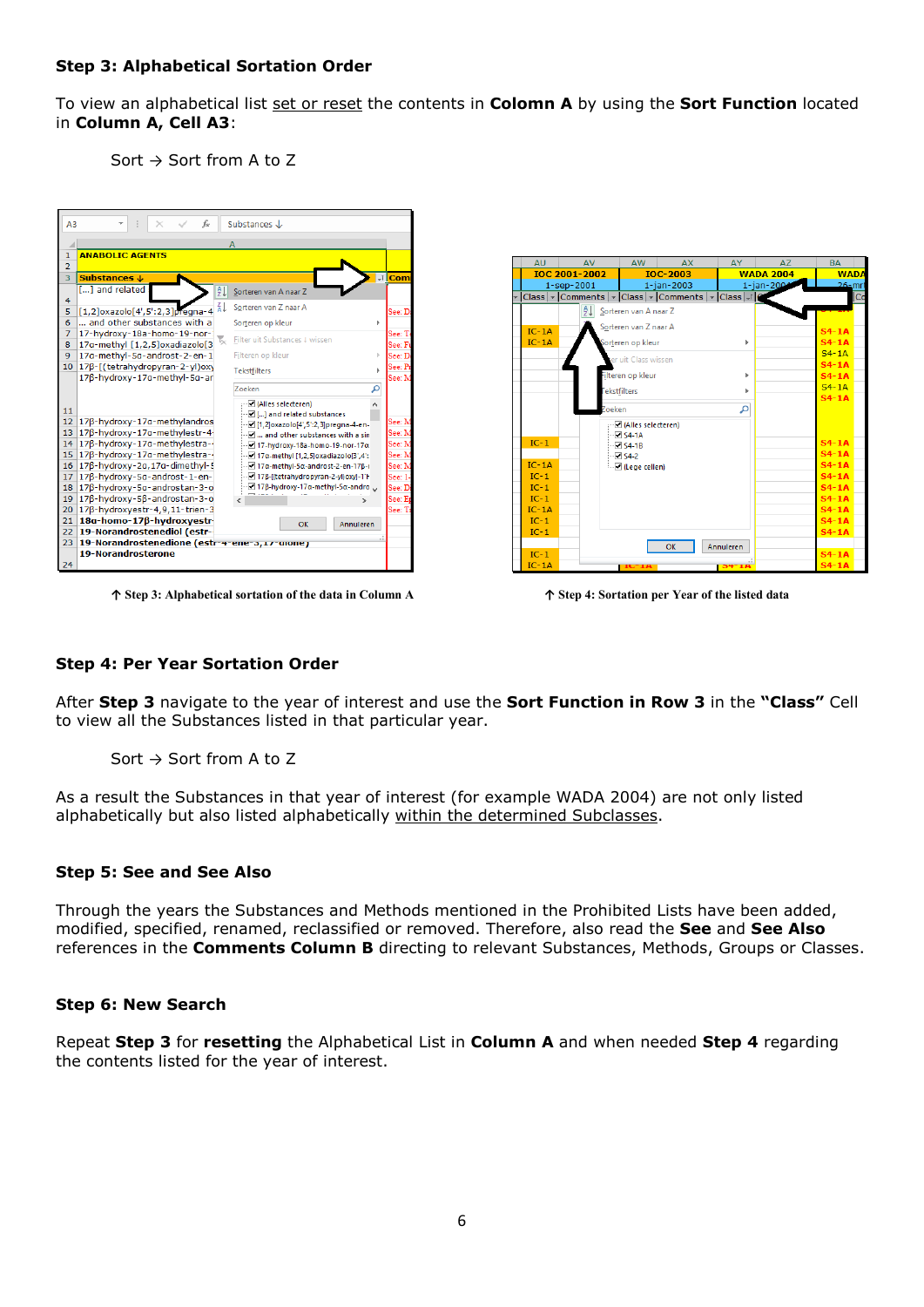### Step 3: Alphabetical Sortation Order

To view an alphabetical list set or reset the contents in **Colomn A** by using the **Sort Function** located in **Column A, Cell A3**:

Sort → Sort from A to Z

↑ Step 3: Alphabetical sortation of the data in Column A

↑ Step 4: Sortation per Year of the listed data

### Step 4: Per Year Sortation Order

After **Step 3** navigate to the year of interest and use the **Sort Function in Row 3** in the **"Class"** Cell to view all the Substances listed in that particular year.

Sort → Sort from A to Z

As a result the Substances in that year of interest (for example WADA 2004) are not only listed alphabetically but also listed alphabetically within the determined Subclasses.

### Step 5: See and See Also

Through the years the Substances and Methods mentioned in the Prohibited Lists have been added, modified, specified, renamed, reclassified or removed. Therefore, also read the **See** and **See Also** references in the **Comments Column B** directing to relevant Substances, Methods, Groups or Classes.

### Step 6: New Search

Repeat **Step 3** for **resetting** the Alphabetical List in **Column A** and when needed **Step 4** regarding the contents listed for the year of interest.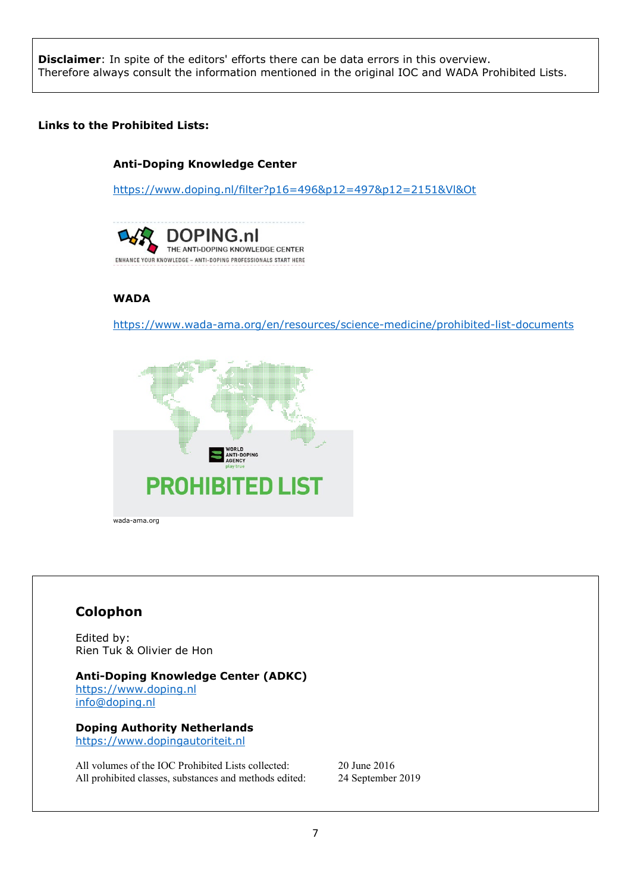**Disclaimer**: In spite of the editors' efforts there can be data errors in this overview. Therefore always consult the information mentioned in the original IOC and WADA Prohibited Lists.

**Links to the Prohibited Lists:**

### Anti-Doping Knowledge Center

https://www.doping.nl/filter?p16=496&p12=497&p12=2151&Vl&Ot

DOPING.nl
THE ANTI-DOPING KNOWLEDGE CENTER
ENHANCE YOUR KNOWLEDGE – ANTI-DOPING PROFESSIONALS START HERE

### WADA

https://www.wada-ama.org/en/resources/science-medicine/prohibited-list-documents

WORLD ANTI-DOPING AGENCY
play true
PROHIBITED LIST

wada-ama.org

## Colophon

Edited by:
Rien Tuk & Olivier de Hon

**Anti-Doping Knowledge Center (ADKC)**
https://www.doping.nl
info@doping.nl

**Doping Authority Netherlands**
https://www.dopingautoriteit.nl

| | |
|---|---|
| All volumes of the IOC Prohibited Lists collected: | 20 June 2016 |
| All prohibited classes, substances and methods edited: | 24 September 2019 |